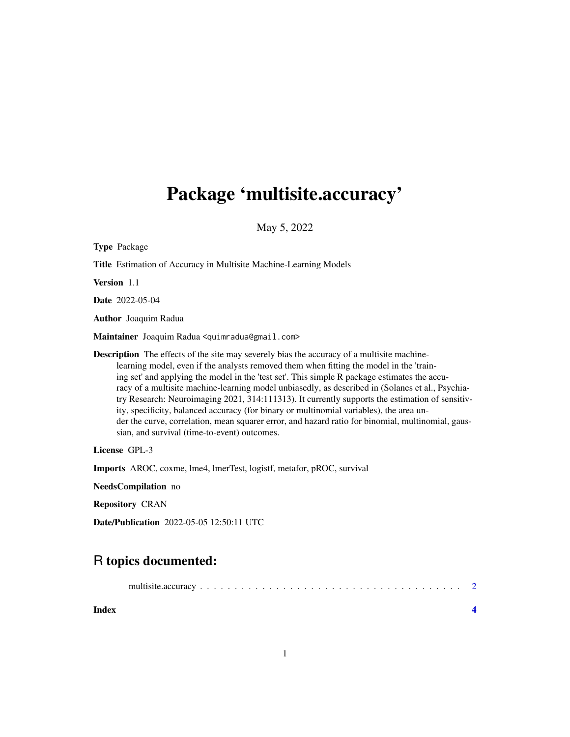# Package 'multisite.accuracy'

May 5, 2022

**Type** Package

**Title** Estimation of Accuracy in Multisite Machine-Learning Models

**Version** 1.1

**Date** 2022-05-04

**Author** Joaquim Radua

**Maintainer** Joaquim Radua <quimradua@gmail.com>

**Description** The effects of the site may severely bias the accuracy of a multisite machine-learning model, even if the analysts removed them when fitting the model in the 'training set' and applying the model in the 'test set'. This simple R package estimates the accuracy of a multisite machine-learning model unbiasedly, as described in (Solanes et al., Psychiatry Research: Neuroimaging 2021, 314:111313). It currently supports the estimation of sensitivity, specificity, balanced accuracy (for binary or multinomial variables), the area under the curve, correlation, mean squarer error, and hazard ratio for binomial, multinomial, gaussian, and survival (time-to-event) outcomes.

**License** GPL-3

**Imports** AROC, coxme, lme4, lmerTest, logistf, metafor, pROC, survival

**NeedsCompilation** no

**Repository** CRAN

**Date/Publication** 2022-05-05 12:50:11 UTC

## R topics documented:

multisite.accuracy . . . . . . . . . . . . . . . . . . . . . . . . . . . . . . . . . . . . . . . 2

**Index** **4**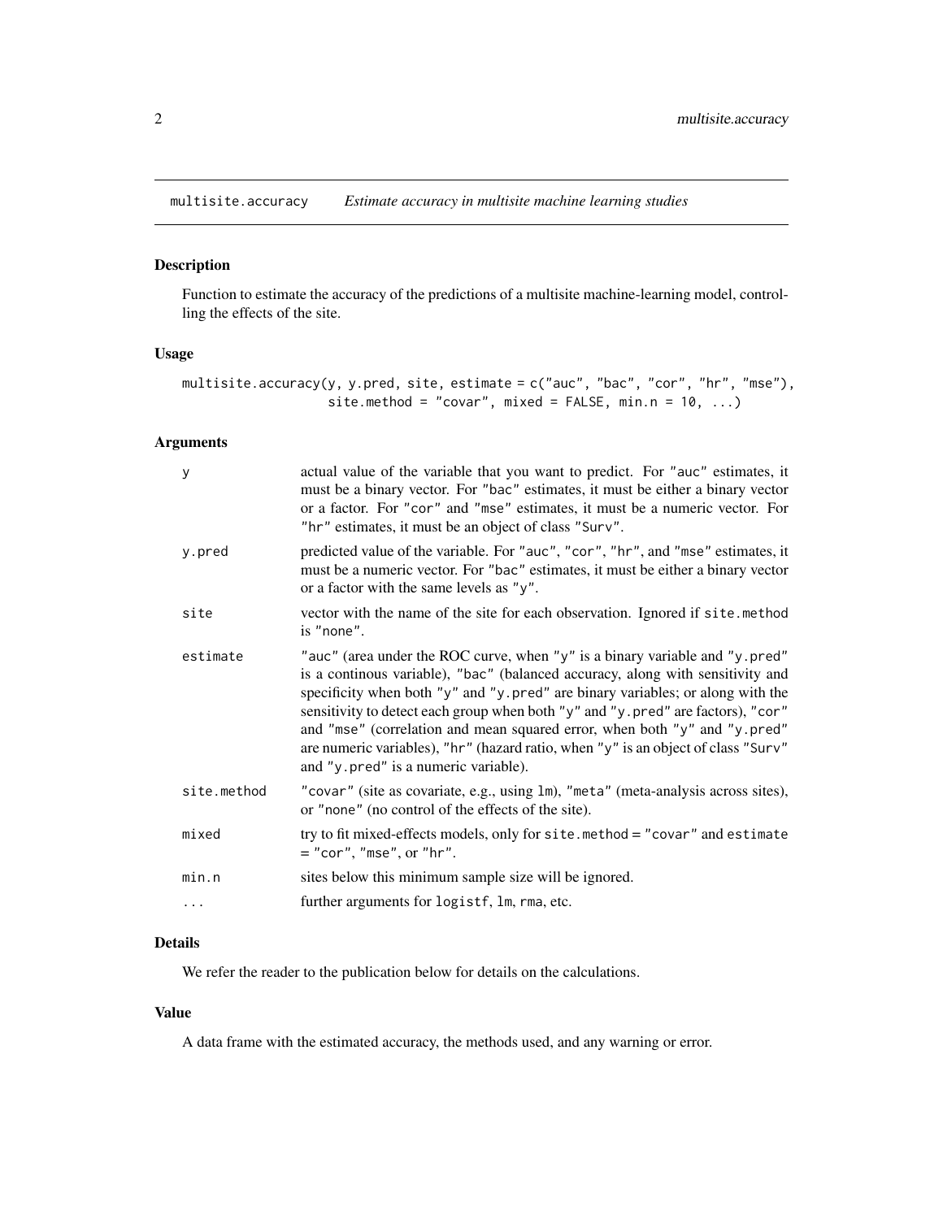## multisite.accuracy — *Estimate accuracy in multisite machine learning studies*

### Description

Function to estimate the accuracy of the predictions of a multisite machine-learning model, controlling the effects of the site.

### Usage

```
multisite.accuracy(y, y.pred, site, estimate = c("auc", "bac", "cor", "hr", "mse"),
                   site.method = "covar", mixed = FALSE, min.n = 10, ...)
```

### Arguments

| | |
|---|---|
| `y` | actual value of the variable that you want to predict. For "auc" estimates, it must be a binary vector. For "bac" estimates, it must be either a binary vector or a factor. For "cor" and "mse" estimates, it must be a numeric vector. For "hr" estimates, it must be an object of class "Surv". |
| `y.pred` | predicted value of the variable. For "auc", "cor", "hr", and "mse" estimates, it must be a numeric vector. For "bac" estimates, it must be either a binary vector or a factor with the same levels as "y". |
| `site` | vector with the name of the site for each observation. Ignored if `site.method` is "none". |
| `estimate` | "auc" (area under the ROC curve, when "y" is a binary variable and "y.pred" is a continous variable), "bac" (balanced accuracy, along with sensitivity and specificity when both "y" and "y.pred" are binary variables; or along with the sensitivity to detect each group when both "y" and "y.pred" are factors), "cor" and "mse" (correlation and mean squared error, when both "y" and "y.pred" are numeric variables), "hr" (hazard ratio, when "y" is an object of class "Surv" and "y.pred" is a numeric variable). |
| `site.method` | "covar" (site as covariate, e.g., using `lm`), "meta" (meta-analysis across sites), or "none" (no control of the effects of the site). |
| `mixed` | try to fit mixed-effects models, only for `site.method` = "covar" and `estimate` = "cor", "mse", or "hr". |
| `min.n` | sites below this minimum sample size will be ignored. |
| `...` | further arguments for `logistf`, `lm`, `rma`, etc. |

### Details

We refer the reader to the publication below for details on the calculations.

### Value

A data frame with the estimated accuracy, the methods used, and any warning or error.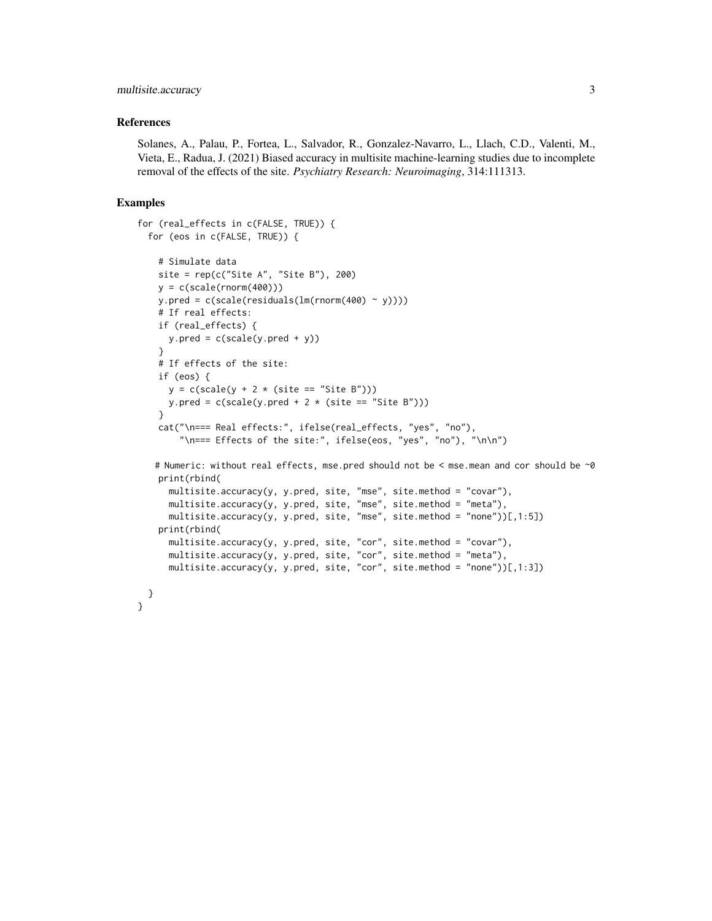## References

Solanes, A., Palau, P., Fortea, L., Salvador, R., Gonzalez-Navarro, L., Llach, C.D., Valenti, M., Vieta, E., Radua, J. (2021) Biased accuracy in multisite machine-learning studies due to incomplete removal of the effects of the site. *Psychiatry Research: Neuroimaging*, 314:111313.

## Examples

```
for (real_effects in c(FALSE, TRUE)) {
  for (eos in c(FALSE, TRUE)) {

    # Simulate data
    site = rep(c("Site A", "Site B"), 200)
    y = c(scale(rnorm(400)))
    y.pred = c(scale(residuals(lm(rnorm(400) ~ y))))
    # If real effects:
    if (real_effects) {
      y.pred = c(scale(y.pred + y))
    }
    # If effects of the site:
    if (eos) {
      y = c(scale(y + 2 * (site == "Site B")))
      y.pred = c(scale(y.pred + 2 * (site == "Site B")))
    }
    cat("\n=== Real effects:", ifelse(real_effects, "yes", "no"),
        "\n=== Effects of the site:", ifelse(eos, "yes", "no"), "\n\n")

   # Numeric: without real effects, mse.pred should not be < mse.mean and cor should be ~0
    print(rbind(
      multisite.accuracy(y, y.pred, site, "mse", site.method = "covar"),
      multisite.accuracy(y, y.pred, site, "mse", site.method = "meta"),
      multisite.accuracy(y, y.pred, site, "mse", site.method = "none"))[,1:5])
    print(rbind(
      multisite.accuracy(y, y.pred, site, "cor", site.method = "covar"),
      multisite.accuracy(y, y.pred, site, "cor", site.method = "meta"),
      multisite.accuracy(y, y.pred, site, "cor", site.method = "none"))[,1:3])

  }
}
```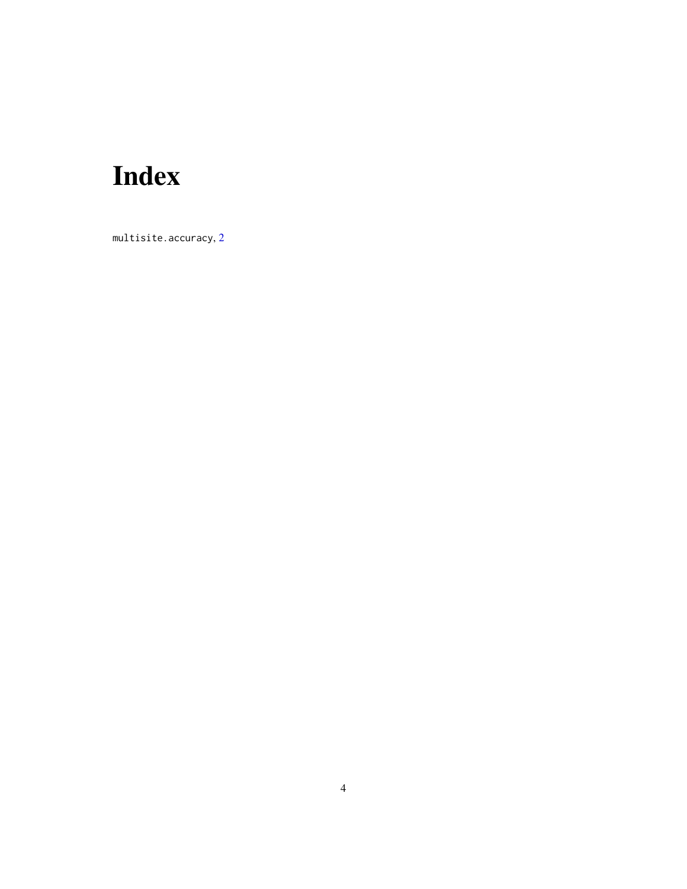# Index

multisite.accuracy, 2